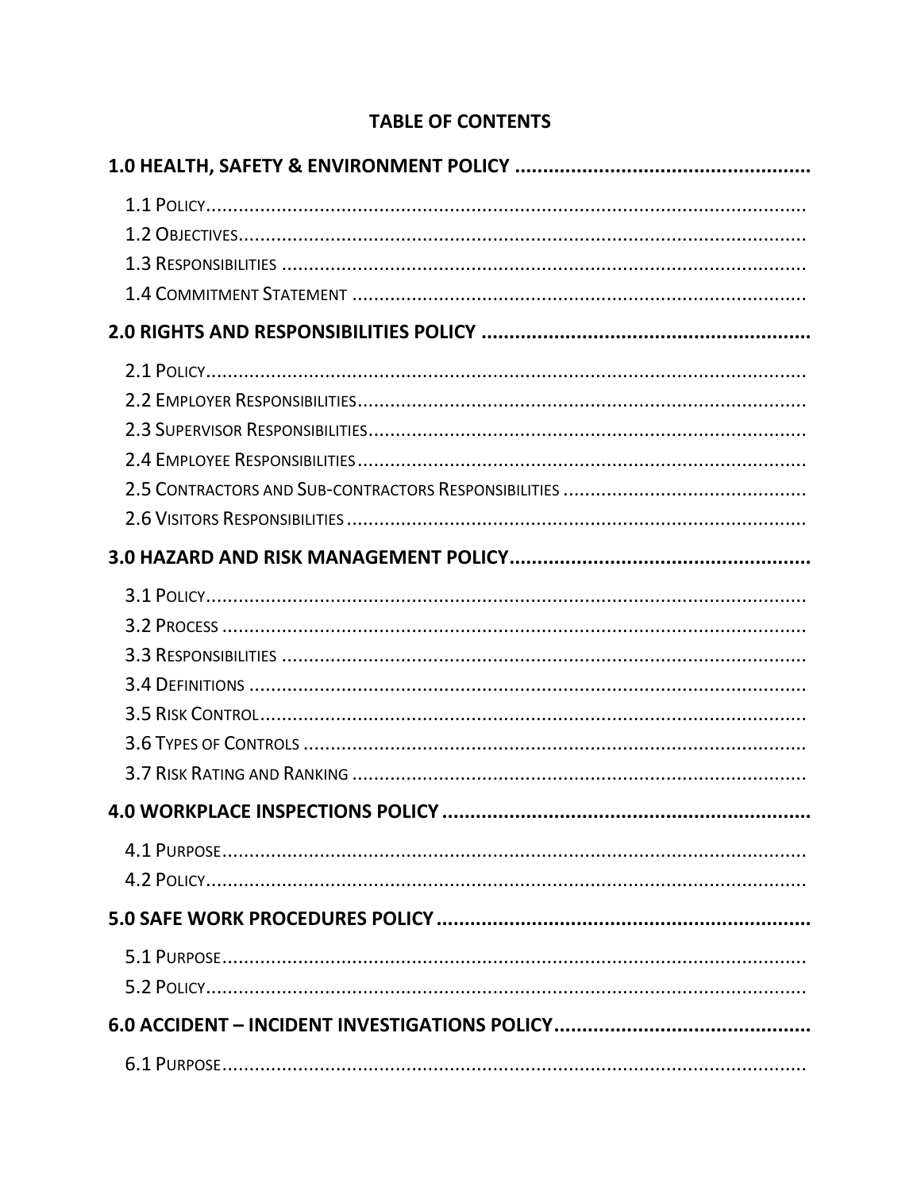# TABLE OF CONTENTS

**1.0 HEALTH, SAFETY & ENVIRONMENT POLICY**

- 1.1 Policy
- 1.2 Objectives
- 1.3 Responsibilities
- 1.4 Commitment Statement

**2.0 RIGHTS AND RESPONSIBILITIES POLICY**

- 2.1 Policy
- 2.2 Employer Responsibilities
- 2.3 Supervisor Responsibilities
- 2.4 Employee Responsibilities
- 2.5 Contractors and Sub-contractors Responsibilities
- 2.6 Visitors Responsibilities

**3.0 HAZARD AND RISK MANAGEMENT POLICY**

- 3.1 Policy
- 3.2 Process
- 3.3 Responsibilities
- 3.4 Definitions
- 3.5 Risk Control
- 3.6 Types of Controls
- 3.7 Risk Rating and Ranking

**4.0 WORKPLACE INSPECTIONS POLICY**

- 4.1 Purpose
- 4.2 Policy

**5.0 SAFE WORK PROCEDURES POLICY**

- 5.1 Purpose
- 5.2 Policy

**6.0 ACCIDENT – INCIDENT INVESTIGATIONS POLICY**

- 6.1 Purpose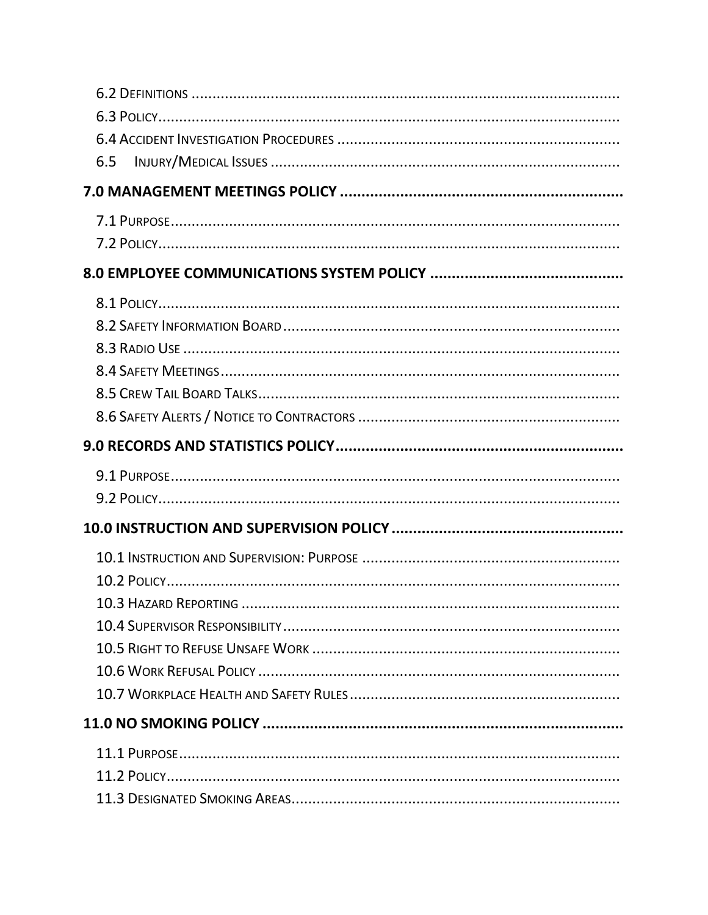6.2 Definitions ..........................................................................................................
6.3 Policy.....................................................................................................................
6.4 Accident Investigation Procedures .......................................................................
6.5 Injury/Medical Issues ..........................................................................................

**7.0 MANAGEMENT MEETINGS POLICY ..............................................................**

7.1 Purpose.................................................................................................................
7.2 Policy.....................................................................................................................

**8.0 EMPLOYEE COMMUNICATIONS SYSTEM POLICY ...........................................**

8.1 Policy.....................................................................................................................
8.2 Safety Information Board .......................................................................................
8.3 Radio Use ..............................................................................................................
8.4 Safety Meetings......................................................................................................
8.5 Crew Tail Board Talks.............................................................................................
8.6 Safety Alerts / Notice to Contractors ....................................................................

**9.0 RECORDS AND STATISTICS POLICY.................................................................**

9.1 Purpose.................................................................................................................
9.2 Policy.....................................................................................................................

**10.0 INSTRUCTION AND SUPERVISION POLICY ....................................................**

10.1 Instruction and Supervision: Purpose ..................................................................
10.2 Policy...................................................................................................................
10.3 Hazard Reporting .................................................................................................
10.4 Supervisor Responsibility......................................................................................
10.5 Right to Refuse Unsafe Work ...............................................................................
10.6 Work Refusal Policy .............................................................................................
10.7 Workplace Health and Safety Rules......................................................................

**11.0 NO SMOKING POLICY ..................................................................................**

11.1 Purpose................................................................................................................
11.2 Policy...................................................................................................................
11.3 Designated Smoking Areas....................................................................................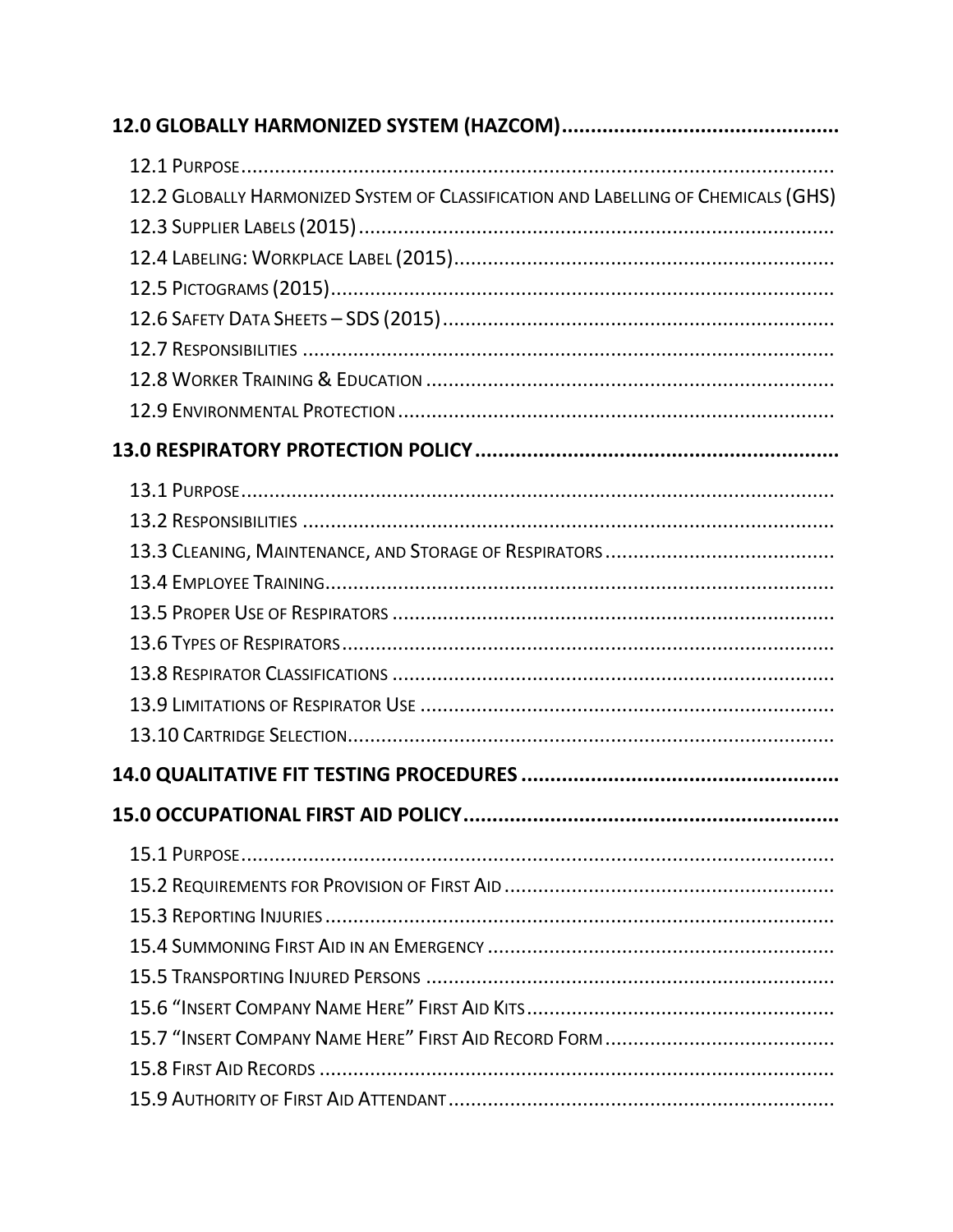**12.0 GLOBALLY HARMONIZED SYSTEM (HAZCOM)**

- 12.1 Purpose
- 12.2 Globally Harmonized System of Classification and Labelling of Chemicals (GHS)
- 12.3 Supplier Labels (2015)
- 12.4 Labeling: Workplace Label (2015)
- 12.5 Pictograms (2015)
- 12.6 Safety Data Sheets – SDS (2015)
- 12.7 Responsibilities
- 12.8 Worker Training & Education
- 12.9 Environmental Protection

**13.0 RESPIRATORY PROTECTION POLICY**

- 13.1 Purpose
- 13.2 Responsibilities
- 13.3 Cleaning, Maintenance, and Storage of Respirators
- 13.4 Employee Training
- 13.5 Proper Use of Respirators
- 13.6 Types of Respirators
- 13.8 Respirator Classifications
- 13.9 Limitations of Respirator Use
- 13.10 Cartridge Selection

**14.0 QUALITATIVE FIT TESTING PROCEDURES**

**15.0 OCCUPATIONAL FIRST AID POLICY**

- 15.1 Purpose
- 15.2 Requirements for Provision of First Aid
- 15.3 Reporting Injuries
- 15.4 Summoning First Aid in an Emergency
- 15.5 Transporting Injured Persons
- 15.6 "Insert Company Name Here" First Aid Kits
- 15.7 "Insert Company Name Here" First Aid Record Form
- 15.8 First Aid Records
- 15.9 Authority of First Aid Attendant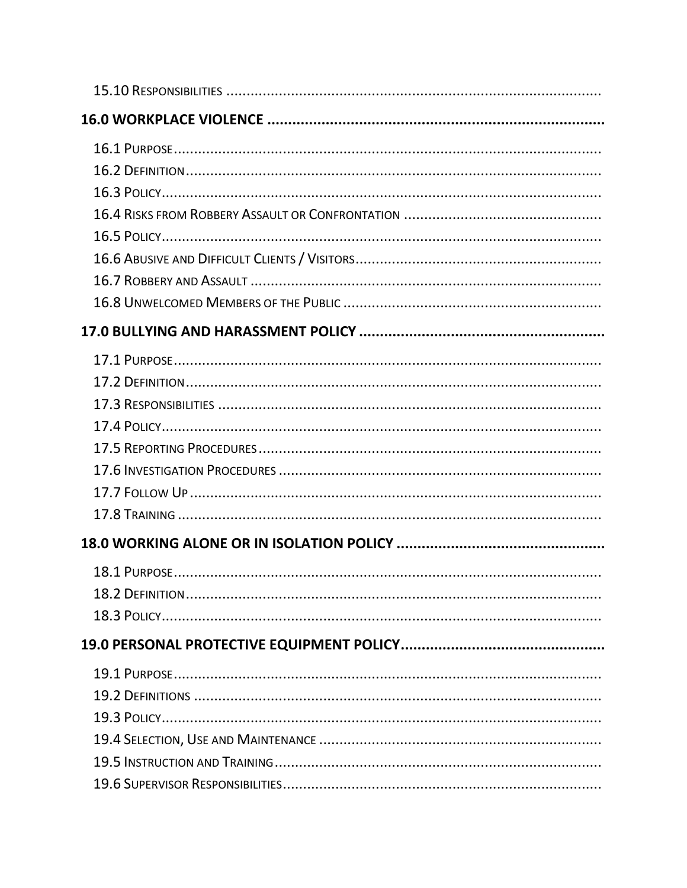15.10 Responsibilities

**16.0 WORKPLACE VIOLENCE**

16.1 Purpose
16.2 Definition
16.3 Policy
16.4 Risks from Robbery Assault or Confrontation
16.5 Policy
16.6 Abusive and Difficult Clients / Visitors
16.7 Robbery and Assault
16.8 Unwelcomed Members of the Public

**17.0 BULLYING AND HARASSMENT POLICY**

17.1 Purpose
17.2 Definition
17.3 Responsibilities
17.4 Policy
17.5 Reporting Procedures
17.6 Investigation Procedures
17.7 Follow Up
17.8 Training

**18.0 WORKING ALONE OR IN ISOLATION POLICY**

18.1 Purpose
18.2 Definition
18.3 Policy

**19.0 PERSONAL PROTECTIVE EQUIPMENT POLICY**

19.1 Purpose
19.2 Definitions
19.3 Policy
19.4 Selection, Use and Maintenance
19.5 Instruction and Training
19.6 Supervisor Responsibilities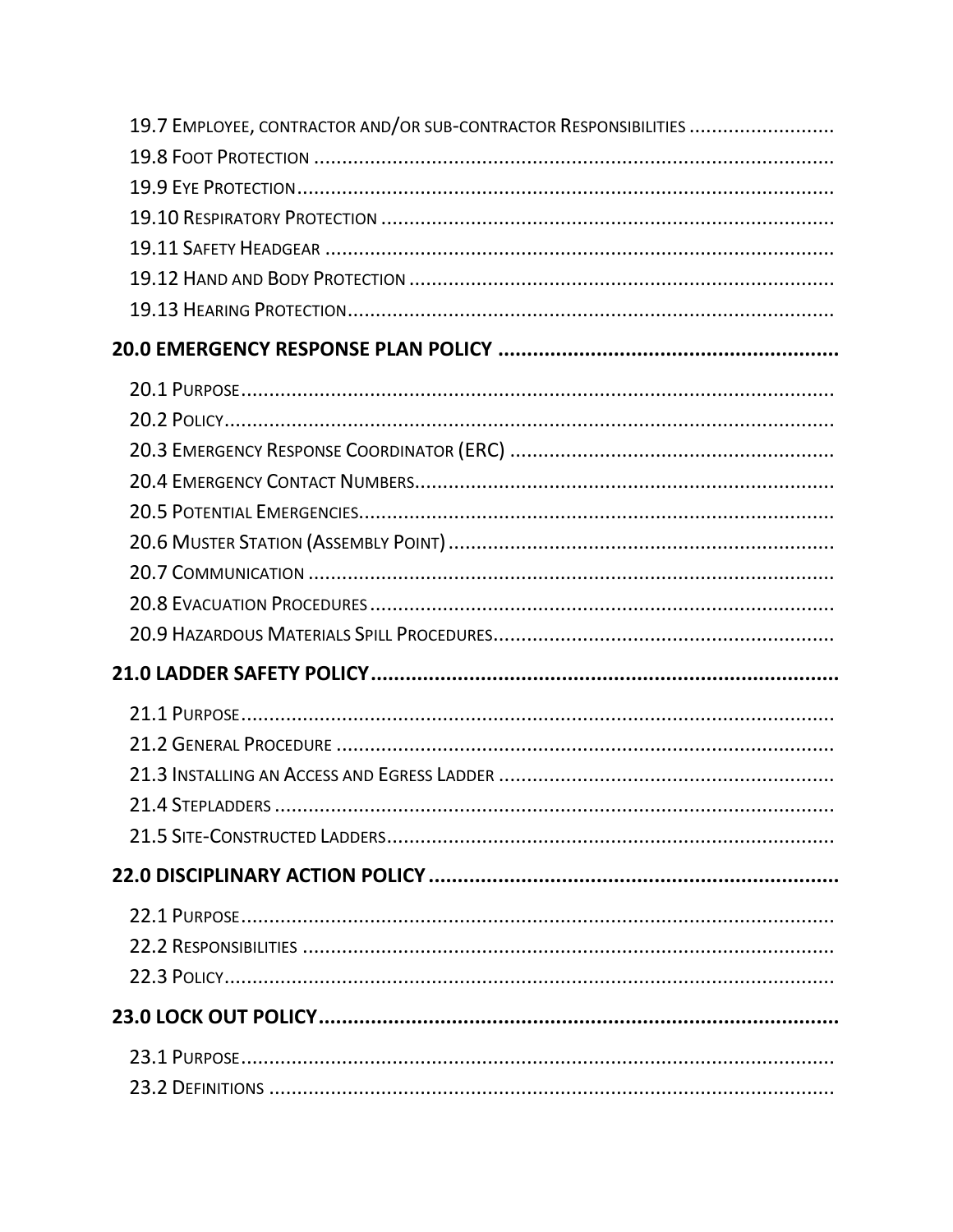19.7 Employee, contractor and/or sub-contractor Responsibilities ..........................

19.8 Foot Protection ..........................

19.9 Eye Protection..........................

19.10 Respiratory Protection ..........................

19.11 Safety Headgear ..........................

19.12 Hand and Body Protection ..........................

19.13 Hearing Protection..........................

**20.0 EMERGENCY RESPONSE PLAN POLICY ..........................**

20.1 Purpose..........................

20.2 Policy..........................

20.3 Emergency Response Coordinator (ERC) ..........................

20.4 Emergency Contact Numbers..........................

20.5 Potential Emergencies..........................

20.6 Muster Station (Assembly Point) ..........................

20.7 Communication ..........................

20.8 Evacuation Procedures ..........................

20.9 Hazardous Materials Spill Procedures..........................

**21.0 LADDER SAFETY POLICY..........................**

21.1 Purpose..........................

21.2 General Procedure ..........................

21.3 Installing an Access and Egress Ladder ..........................

21.4 Stepladders ..........................

21.5 Site-Constructed Ladders..........................

**22.0 DISCIPLINARY ACTION POLICY ..........................**

22.1 Purpose..........................

22.2 Responsibilities ..........................

22.3 Policy..........................

**23.0 LOCK OUT POLICY..........................**

23.1 Purpose..........................

23.2 Definitions ..........................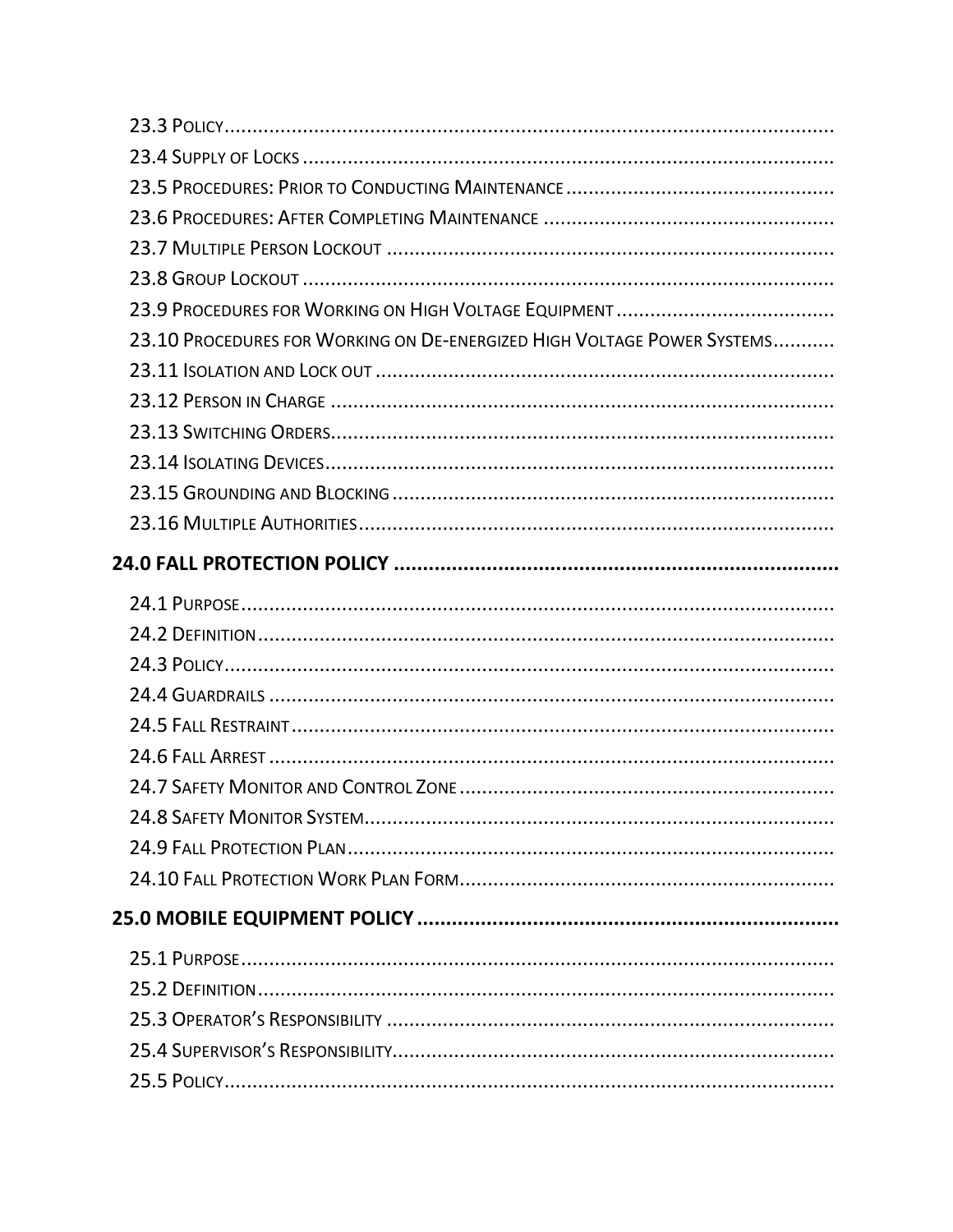23.3 Policy
23.4 Supply of Locks
23.5 Procedures: Prior to Conducting Maintenance
23.6 Procedures: After Completing Maintenance
23.7 Multiple Person Lockout
23.8 Group Lockout
23.9 Procedures for Working on High Voltage Equipment
23.10 Procedures for Working on De-energized High Voltage Power Systems
23.11 Isolation and Lock out
23.12 Person in Charge
23.13 Switching Orders
23.14 Isolating Devices
23.15 Grounding and Blocking
23.16 Multiple Authorities

**24.0 FALL PROTECTION POLICY**

24.1 Purpose
24.2 Definition
24.3 Policy
24.4 Guardrails
24.5 Fall Restraint
24.6 Fall Arrest
24.7 Safety Monitor and Control Zone
24.8 Safety Monitor System
24.9 Fall Protection Plan
24.10 Fall Protection Work Plan Form

**25.0 MOBILE EQUIPMENT POLICY**

25.1 Purpose
25.2 Definition
25.3 Operator's Responsibility
25.4 Supervisor's Responsibility
25.5 Policy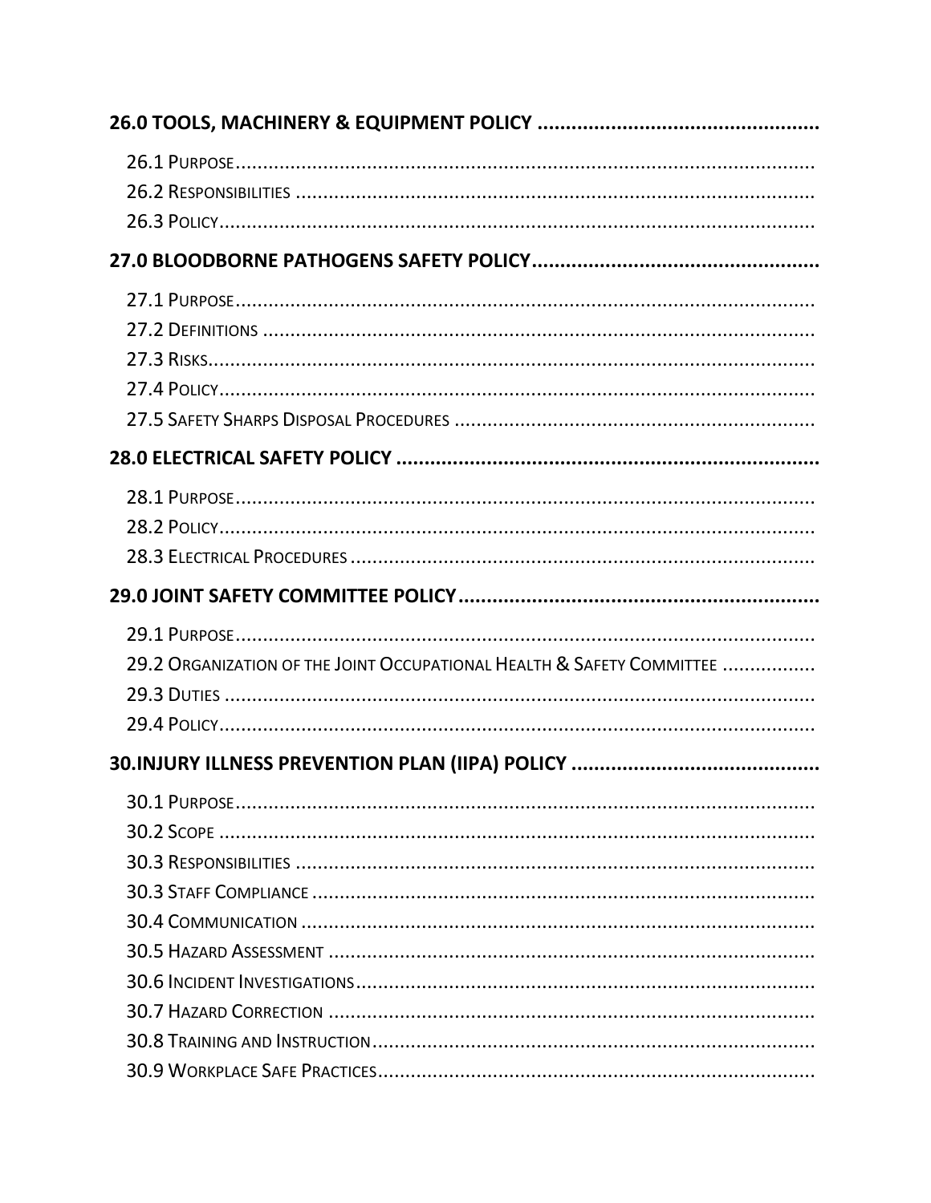**26.0 TOOLS, MACHINERY & EQUIPMENT POLICY**

- 26.1 Purpose
- 26.2 Responsibilities
- 26.3 Policy

**27.0 BLOODBORNE PATHOGENS SAFETY POLICY**

- 27.1 Purpose
- 27.2 Definitions
- 27.3 Risks
- 27.4 Policy
- 27.5 Safety Sharps Disposal Procedures

**28.0 ELECTRICAL SAFETY POLICY**

- 28.1 Purpose
- 28.2 Policy
- 28.3 Electrical Procedures

**29.0 JOINT SAFETY COMMITTEE POLICY**

- 29.1 Purpose
- 29.2 Organization of the Joint Occupational Health & Safety Committee
- 29.3 Duties
- 29.4 Policy

**30.INJURY ILLNESS PREVENTION PLAN (IIPA) POLICY**

- 30.1 Purpose
- 30.2 Scope
- 30.3 Responsibilities
- 30.3 Staff Compliance
- 30.4 Communication
- 30.5 Hazard Assessment
- 30.6 Incident Investigations
- 30.7 Hazard Correction
- 30.8 Training and Instruction
- 30.9 Workplace Safe Practices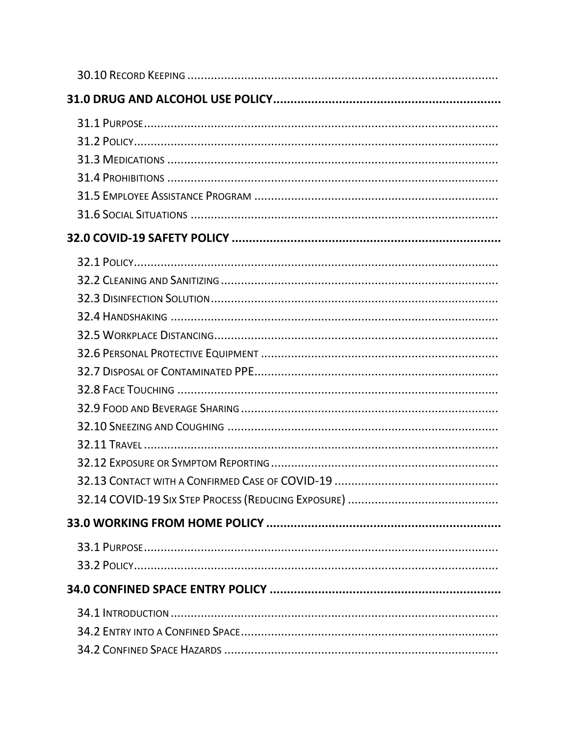30.10 Record Keeping

**31.0 DRUG AND ALCOHOL USE POLICY**

31.1 Purpose
31.2 Policy
31.3 Medications
31.4 Prohibitions
31.5 Employee Assistance Program
31.6 Social Situations

**32.0 COVID-19 SAFETY POLICY**

32.1 Policy
32.2 Cleaning and Sanitizing
32.3 Disinfection Solution
32.4 Handshaking
32.5 Workplace Distancing
32.6 Personal Protective Equipment
32.7 Disposal of Contaminated PPE
32.8 Face Touching
32.9 Food and Beverage Sharing
32.10 Sneezing and Coughing
32.11 Travel
32.12 Exposure or Symptom Reporting
32.13 Contact with a Confirmed Case of COVID-19
32.14 COVID-19 Six Step Process (Reducing Exposure)

**33.0 WORKING FROM HOME POLICY**

33.1 Purpose
33.2 Policy

**34.0 CONFINED SPACE ENTRY POLICY**

34.1 Introduction
34.2 Entry into a Confined Space
34.2 Confined Space Hazards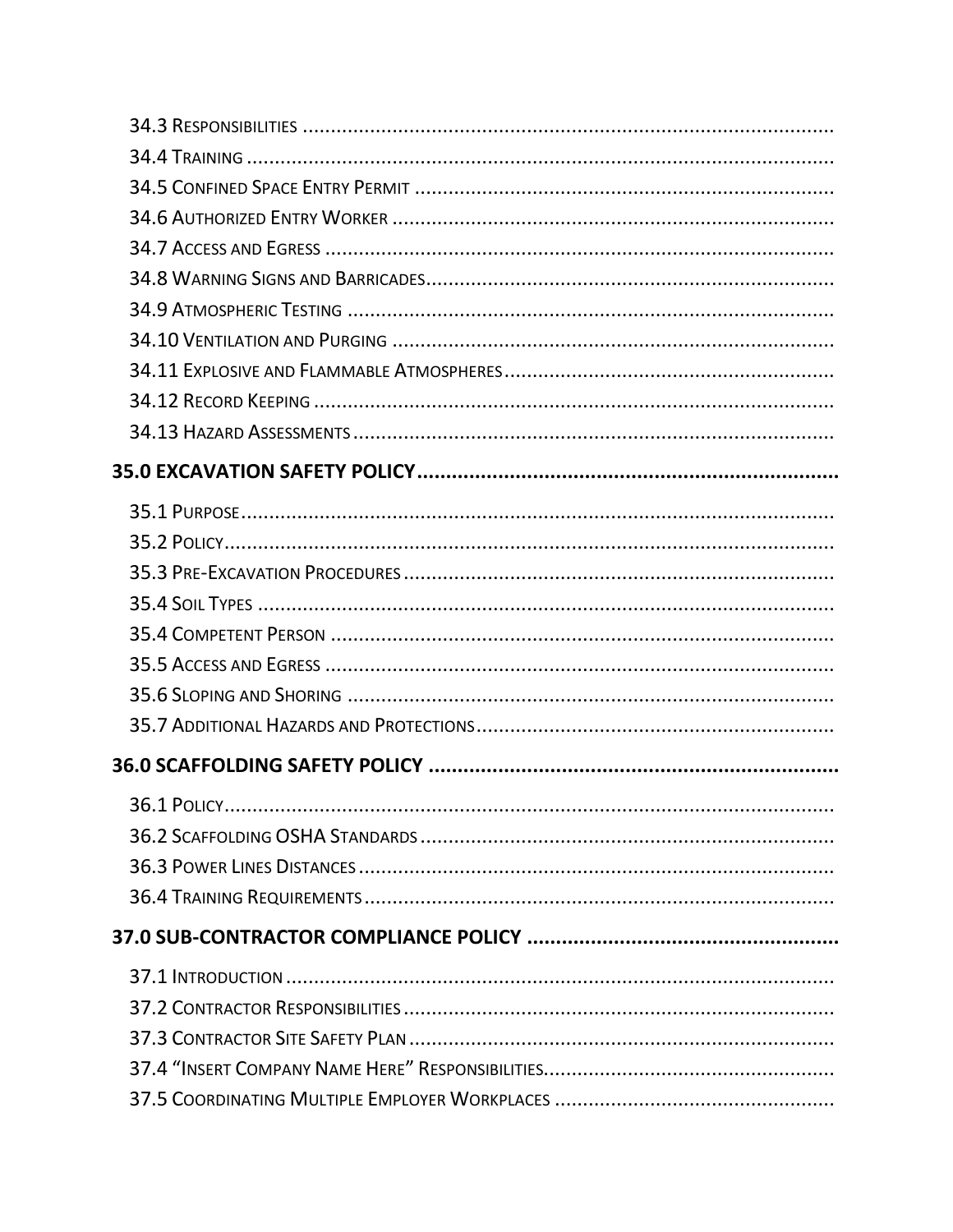34.3 Responsibilities ..............................................................................................
34.4 Training ..............................................................................................
34.5 Confined Space Entry Permit ..............................................................................................
34.6 Authorized Entry Worker ..............................................................................................
34.7 Access and Egress ..............................................................................................
34.8 Warning Signs and Barricades..............................................................................................
34.9 Atmospheric Testing ..............................................................................................
34.10 Ventilation and Purging ..............................................................................................
34.11 Explosive and Flammable Atmospheres..............................................................................................
34.12 Record Keeping ..............................................................................................
34.13 Hazard Assessments ..............................................................................................

**35.0 EXCAVATION SAFETY POLICY..............................................................................................**

35.1 Purpose..............................................................................................
35.2 Policy..............................................................................................
35.3 Pre-Excavation Procedures ..............................................................................................
35.4 Soil Types ..............................................................................................
35.4 Competent Person ..............................................................................................
35.5 Access and Egress ..............................................................................................
35.6 Sloping and Shoring ..............................................................................................
35.7 Additional Hazards and Protections..............................................................................................

**36.0 SCAFFOLDING SAFETY POLICY ..............................................................................................**

36.1 Policy..............................................................................................
36.2 Scaffolding OSHA Standards..............................................................................................
36.3 Power Lines Distances..............................................................................................
36.4 Training Requirements..............................................................................................

**37.0 SUB-CONTRACTOR COMPLIANCE POLICY ..............................................................................................**

37.1 Introduction..............................................................................................
37.2 Contractor Responsibilities..............................................................................................
37.3 Contractor Site Safety Plan..............................................................................................
37.4 "Insert Company Name Here" Responsibilities..............................................................................................
37.5 Coordinating Multiple Employer Workplaces ..............................................................................................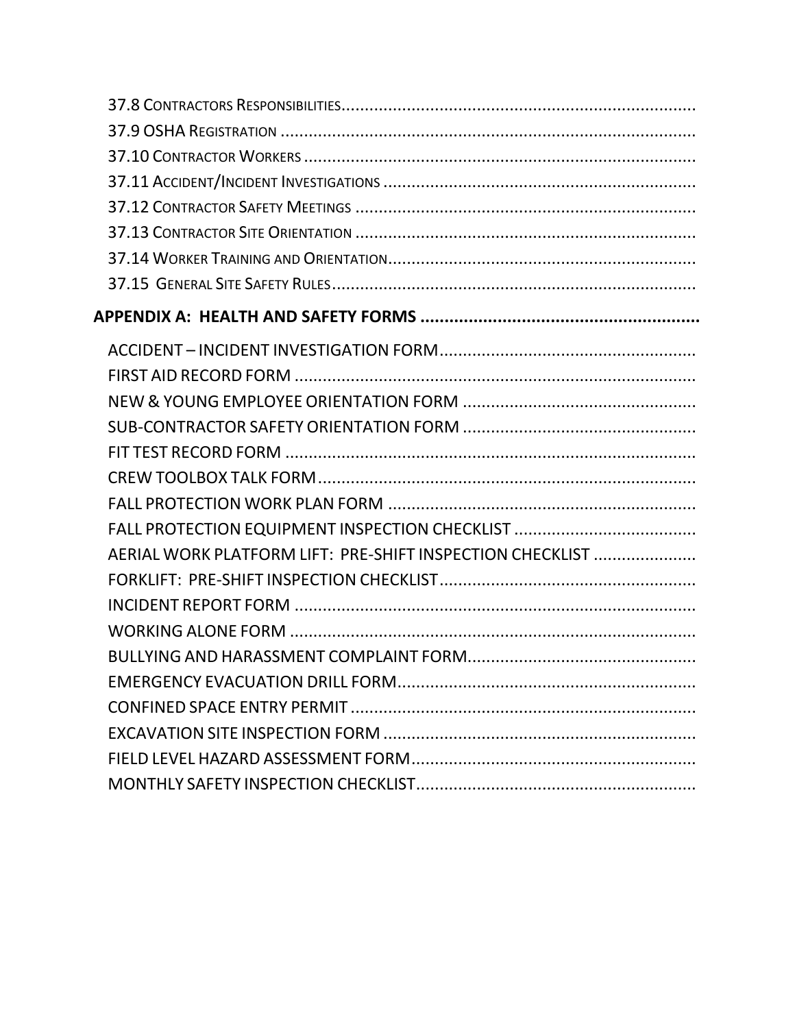37.8 Contractors Responsibilities

37.9 OSHA Registration

37.10 Contractor Workers

37.11 Accident/Incident Investigations

37.12 Contractor Safety Meetings

37.13 Contractor Site Orientation

37.14 Worker Training and Orientation

37.15 General Site Safety Rules

**APPENDIX A: HEALTH AND SAFETY FORMS**

ACCIDENT – INCIDENT INVESTIGATION FORM

FIRST AID RECORD FORM

NEW & YOUNG EMPLOYEE ORIENTATION FORM

SUB-CONTRACTOR SAFETY ORIENTATION FORM

FIT TEST RECORD FORM

CREW TOOLBOX TALK FORM

FALL PROTECTION WORK PLAN FORM

FALL PROTECTION EQUIPMENT INSPECTION CHECKLIST

AERIAL WORK PLATFORM LIFT: PRE-SHIFT INSPECTION CHECKLIST

FORKLIFT: PRE-SHIFT INSPECTION CHECKLIST

INCIDENT REPORT FORM

WORKING ALONE FORM

BULLYING AND HARASSMENT COMPLAINT FORM

EMERGENCY EVACUATION DRILL FORM

CONFINED SPACE ENTRY PERMIT

EXCAVATION SITE INSPECTION FORM

FIELD LEVEL HAZARD ASSESSMENT FORM

MONTHLY SAFETY INSPECTION CHECKLIST